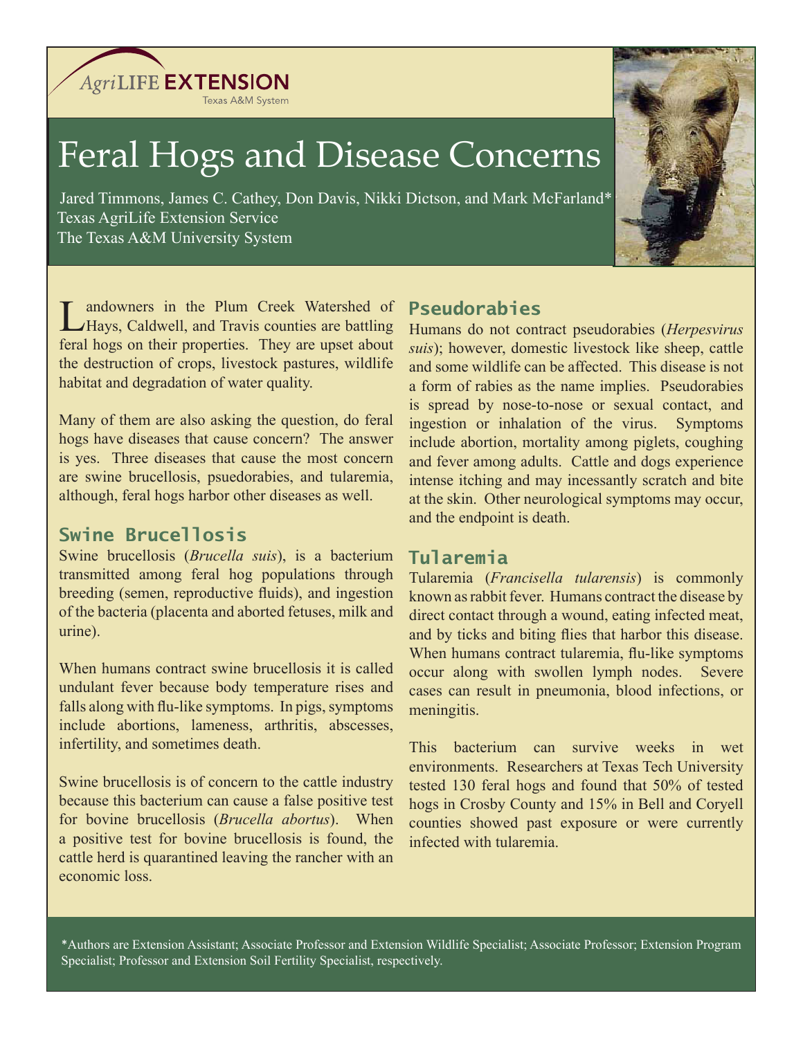AgriLIFE EXTENSION
Texas A&M System

# Feral Hogs and Disease Concerns

Jared Timmons, James C. Cathey, Don Davis, Nikki Dictson, and Mark McFarland*
Texas AgriLife Extension Service
The Texas A&M University System

Landowners in the Plum Creek Watershed of Hays, Caldwell, and Travis counties are battling feral hogs on their properties. They are upset about the destruction of crops, livestock pastures, wildlife habitat and degradation of water quality.

Many of them are also asking the question, do feral hogs have diseases that cause concern? The answer is yes. Three diseases that cause the most concern are swine brucellosis, psuedorabies, and tularemia, although, feral hogs harbor other diseases as well.

## Swine Brucellosis

Swine brucellosis (*Brucella suis*), is a bacterium transmitted among feral hog populations through breeding (semen, reproductive fluids), and ingestion of the bacteria (placenta and aborted fetuses, milk and urine).

When humans contract swine brucellosis it is called undulant fever because body temperature rises and falls along with flu-like symptoms. In pigs, symptoms include abortions, lameness, arthritis, abscesses, infertility, and sometimes death.

Swine brucellosis is of concern to the cattle industry because this bacterium can cause a false positive test for bovine brucellosis (*Brucella abortus*). When a positive test for bovine brucellosis is found, the cattle herd is quarantined leaving the rancher with an economic loss.

## Pseudorabies

Humans do not contract pseudorabies (*Herpesvirus suis*); however, domestic livestock like sheep, cattle and some wildlife can be affected. This disease is not a form of rabies as the name implies. Pseudorabies is spread by nose-to-nose or sexual contact, and ingestion or inhalation of the virus. Symptoms include abortion, mortality among piglets, coughing and fever among adults. Cattle and dogs experience intense itching and may incessantly scratch and bite at the skin. Other neurological symptoms may occur, and the endpoint is death.

## Tularemia

Tularemia (*Francisella tularensis*) is commonly known as rabbit fever. Humans contract the disease by direct contact through a wound, eating infected meat, and by ticks and biting flies that harbor this disease. When humans contract tularemia, flu-like symptoms occur along with swollen lymph nodes. Severe cases can result in pneumonia, blood infections, or meningitis.

This bacterium can survive weeks in wet environments. Researchers at Texas Tech University tested 130 feral hogs and found that 50% of tested hogs in Crosby County and 15% in Bell and Coryell counties showed past exposure or were currently infected with tularemia.

*Authors are Extension Assistant; Associate Professor and Extension Wildlife Specialist; Associate Professor; Extension Program Specialist; Professor and Extension Soil Fertility Specialist, respectively.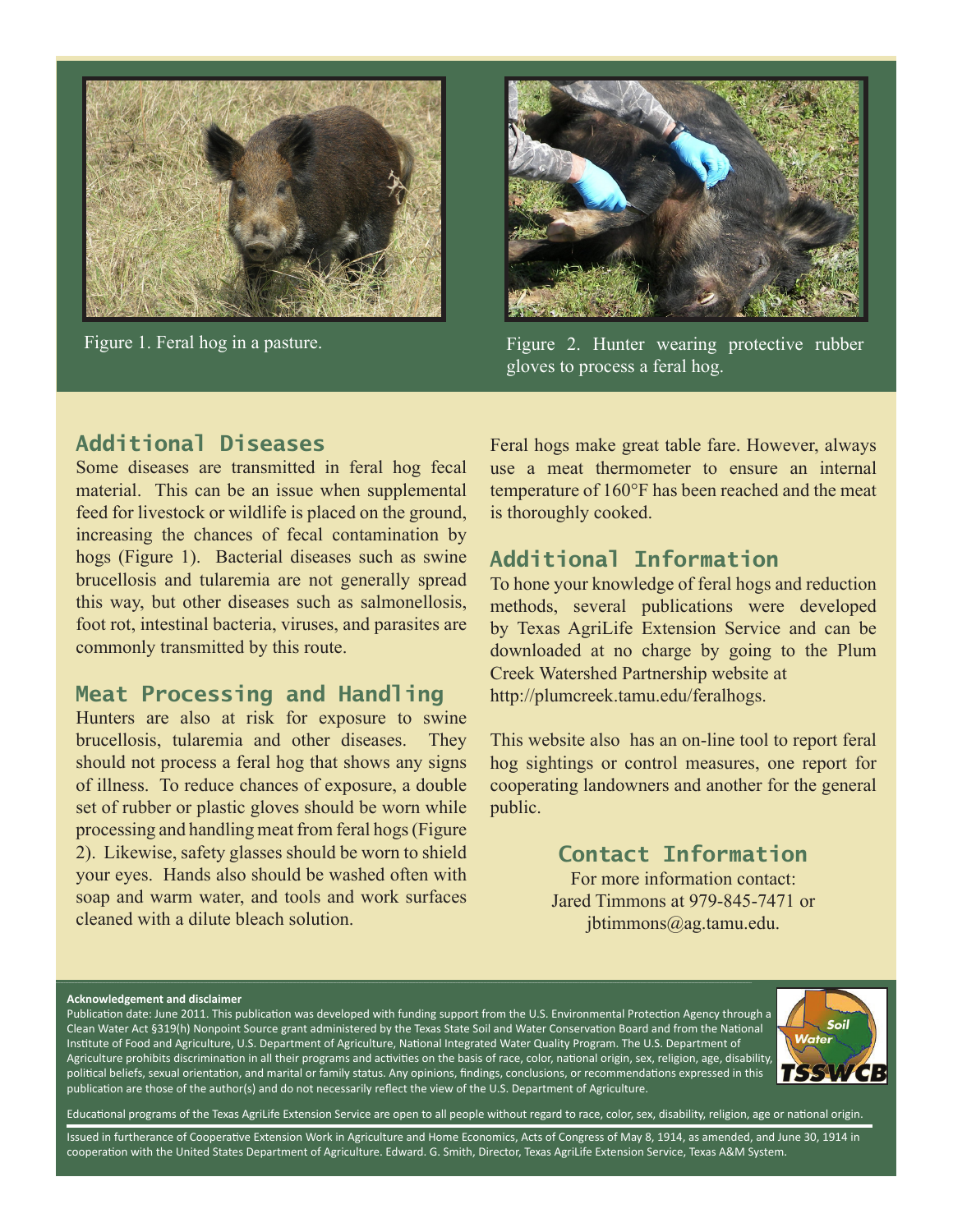Figure 1. Feral hog in a pasture.

Figure 2. Hunter wearing protective rubber gloves to process a feral hog.

## Additional Diseases

Some diseases are transmitted in feral hog fecal material. This can be an issue when supplemental feed for livestock or wildlife is placed on the ground, increasing the chances of fecal contamination by hogs (Figure 1). Bacterial diseases such as swine brucellosis and tularemia are not generally spread this way, but other diseases such as salmonellosis, foot rot, intestinal bacteria, viruses, and parasites are commonly transmitted by this route.

## Meat Processing and Handling

Hunters are also at risk for exposure to swine brucellosis, tularemia and other diseases. They should not process a feral hog that shows any signs of illness. To reduce chances of exposure, a double set of rubber or plastic gloves should be worn while processing and handling meat from feral hogs (Figure 2). Likewise, safety glasses should be worn to shield your eyes. Hands also should be washed often with soap and warm water, and tools and work surfaces cleaned with a dilute bleach solution.

Feral hogs make great table fare. However, always use a meat thermometer to ensure an internal temperature of 160°F has been reached and the meat is thoroughly cooked.

## Additional Information

To hone your knowledge of feral hogs and reduction methods, several publications were developed by Texas AgriLife Extension Service and can be downloaded at no charge by going to the Plum Creek Watershed Partnership website at http://plumcreek.tamu.edu/feralhogs.

This website also has an on-line tool to report feral hog sightings or control measures, one report for cooperating landowners and another for the general public.

## Contact Information

For more information contact:
Jared Timmons at 979-845-7471 or
jbtimmons@ag.tamu.edu.

**Acknowledgement and disclaimer**

Publication date: June 2011. This publication was developed with funding support from the U.S. Environmental Protection Agency through a Clean Water Act §319(h) Nonpoint Source grant administered by the Texas State Soil and Water Conservation Board and from the National Institute of Food and Agriculture, U.S. Department of Agriculture, National Integrated Water Quality Program. The U.S. Department of Agriculture prohibits discrimination in all their programs and activities on the basis of race, color, national origin, sex, religion, age, disability, political beliefs, sexual orientation, and marital or family status. Any opinions, findings, conclusions, or recommendations expressed in this publication are those of the author(s) and do not necessarily reflect the view of the U.S. Department of Agriculture.

Educational programs of the Texas AgriLife Extension Service are open to all people without regard to race, color, sex, disability, religion, age or national origin.

Issued in furtherance of Cooperative Extension Work in Agriculture and Home Economics, Acts of Congress of May 8, 1914, as amended, and June 30, 1914 in cooperation with the United States Department of Agriculture. Edward. G. Smith, Director, Texas AgriLife Extension Service, Texas A&M System.